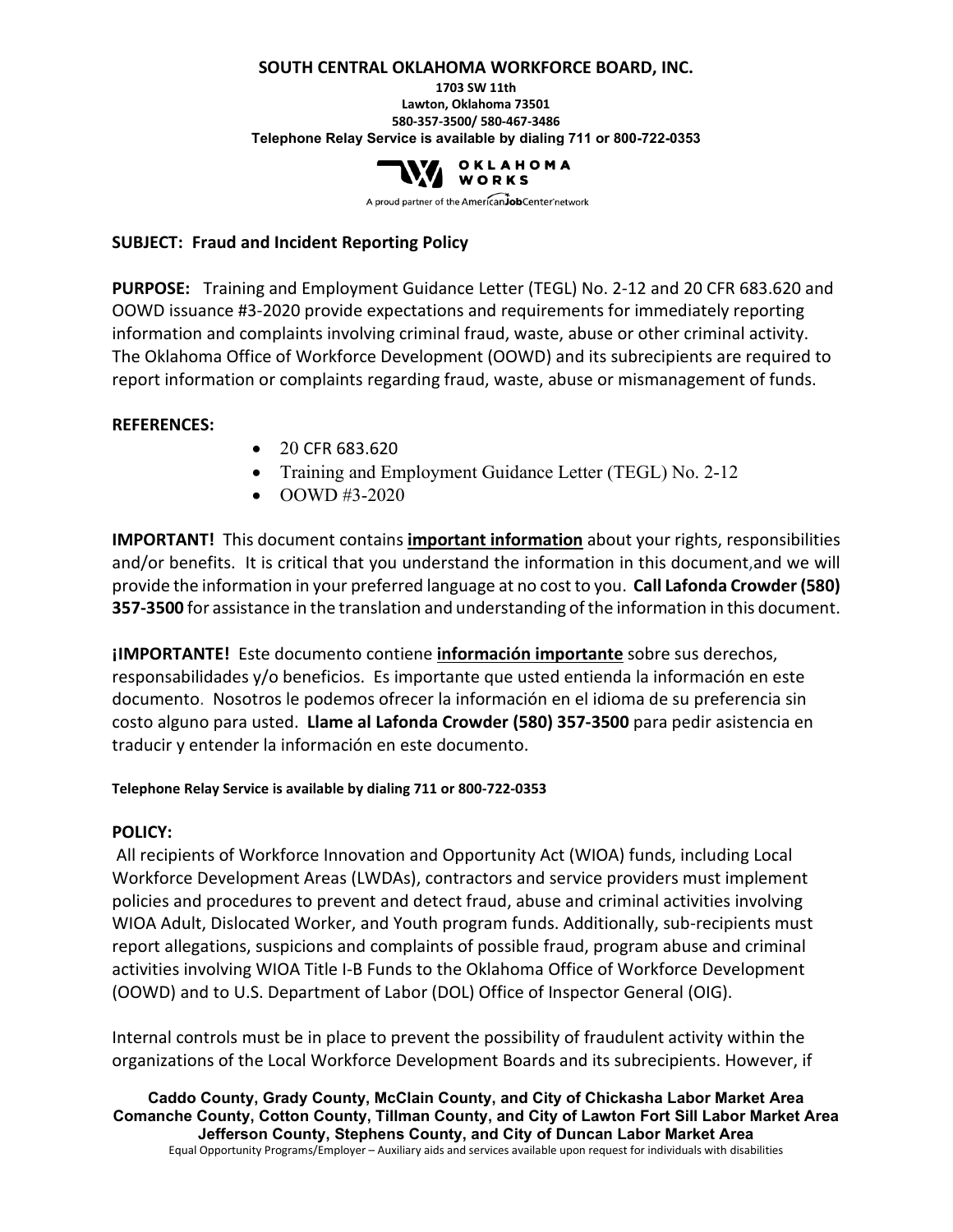**SOUTH CENTRAL OKLAHOMA WORKFORCE BOARD, INC.**

**1703 SW 11th**
**Lawton, Oklahoma 73501**
**580-357-3500/ 580-467-3486**
**Telephone Relay Service is available by dialing 711 or 800-722-0353**

OKLAHOMA WORKS
A proud partner of the AmericanJobCenter network

**SUBJECT: Fraud and Incident Reporting Policy**

**PURPOSE:** Training and Employment Guidance Letter (TEGL) No. 2-12 and 20 CFR 683.620 and OOWD issuance #3-2020 provide expectations and requirements for immediately reporting information and complaints involving criminal fraud, waste, abuse or other criminal activity. The Oklahoma Office of Workforce Development (OOWD) and its subrecipients are required to report information or complaints regarding fraud, waste, abuse or mismanagement of funds.

**REFERENCES:**

- 20 CFR 683.620
- Training and Employment Guidance Letter (TEGL) No. 2-12
- OOWD #3-2020

**IMPORTANT!** This document contains **important information** about your rights, responsibilities and/or benefits. It is critical that you understand the information in this document,and we will provide the information in your preferred language at no cost to you. **Call Lafonda Crowder (580) 357-3500** for assistance in the translation and understanding of the information in this document.

**¡IMPORTANTE!** Este documento contiene **información importante** sobre sus derechos, responsabilidades y/o beneficios. Es importante que usted entienda la información en este documento. Nosotros le podemos ofrecer la información en el idioma de su preferencia sin costo alguno para usted. **Llame al Lafonda Crowder (580) 357-3500** para pedir asistencia en traducir y entender la información en este documento.

**Telephone Relay Service is available by dialing 711 or 800-722-0353**

**POLICY:**

All recipients of Workforce Innovation and Opportunity Act (WIOA) funds, including Local Workforce Development Areas (LWDAs), contractors and service providers must implement policies and procedures to prevent and detect fraud, abuse and criminal activities involving WIOA Adult, Dislocated Worker, and Youth program funds. Additionally, sub-recipients must report allegations, suspicions and complaints of possible fraud, program abuse and criminal activities involving WIOA Title I-B Funds to the Oklahoma Office of Workforce Development (OOWD) and to U.S. Department of Labor (DOL) Office of Inspector General (OIG).

Internal controls must be in place to prevent the possibility of fraudulent activity within the organizations of the Local Workforce Development Boards and its subrecipients. However, if

**Caddo County, Grady County, McClain County, and City of Chickasha Labor Market Area**
**Comanche County, Cotton County, Tillman County, and City of Lawton Fort Sill Labor Market Area**
**Jefferson County, Stephens County, and City of Duncan Labor Market Area**
Equal Opportunity Programs/Employer – Auxiliary aids and services available upon request for individuals with disabilities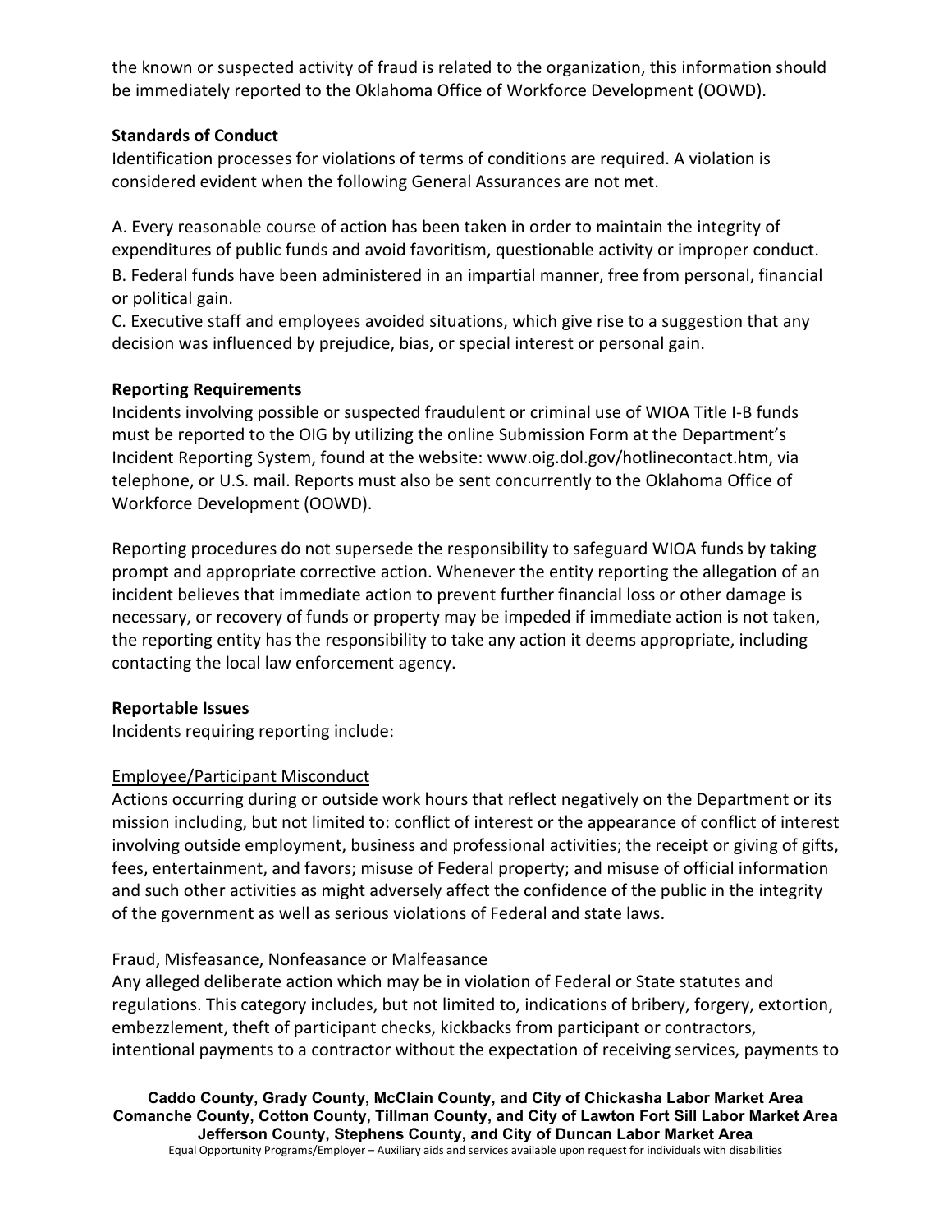the known or suspected activity of fraud is related to the organization, this information should be immediately reported to the Oklahoma Office of Workforce Development (OOWD).

**Standards of Conduct**

Identification processes for violations of terms of conditions are required. A violation is considered evident when the following General Assurances are not met.

A. Every reasonable course of action has been taken in order to maintain the integrity of expenditures of public funds and avoid favoritism, questionable activity or improper conduct.

B. Federal funds have been administered in an impartial manner, free from personal, financial or political gain.

C. Executive staff and employees avoided situations, which give rise to a suggestion that any decision was influenced by prejudice, bias, or special interest or personal gain.

**Reporting Requirements**

Incidents involving possible or suspected fraudulent or criminal use of WIOA Title I-B funds must be reported to the OIG by utilizing the online Submission Form at the Department's Incident Reporting System, found at the website: www.oig.dol.gov/hotlinecontact.htm, via telephone, or U.S. mail. Reports must also be sent concurrently to the Oklahoma Office of Workforce Development (OOWD).

Reporting procedures do not supersede the responsibility to safeguard WIOA funds by taking prompt and appropriate corrective action. Whenever the entity reporting the allegation of an incident believes that immediate action to prevent further financial loss or other damage is necessary, or recovery of funds or property may be impeded if immediate action is not taken, the reporting entity has the responsibility to take any action it deems appropriate, including contacting the local law enforcement agency.

**Reportable Issues**

Incidents requiring reporting include:

Employee/Participant Misconduct

Actions occurring during or outside work hours that reflect negatively on the Department or its mission including, but not limited to: conflict of interest or the appearance of conflict of interest involving outside employment, business and professional activities; the receipt or giving of gifts, fees, entertainment, and favors; misuse of Federal property; and misuse of official information and such other activities as might adversely affect the confidence of the public in the integrity of the government as well as serious violations of Federal and state laws.

Fraud, Misfeasance, Nonfeasance or Malfeasance

Any alleged deliberate action which may be in violation of Federal or State statutes and regulations. This category includes, but not limited to, indications of bribery, forgery, extortion, embezzlement, theft of participant checks, kickbacks from participant or contractors, intentional payments to a contractor without the expectation of receiving services, payments to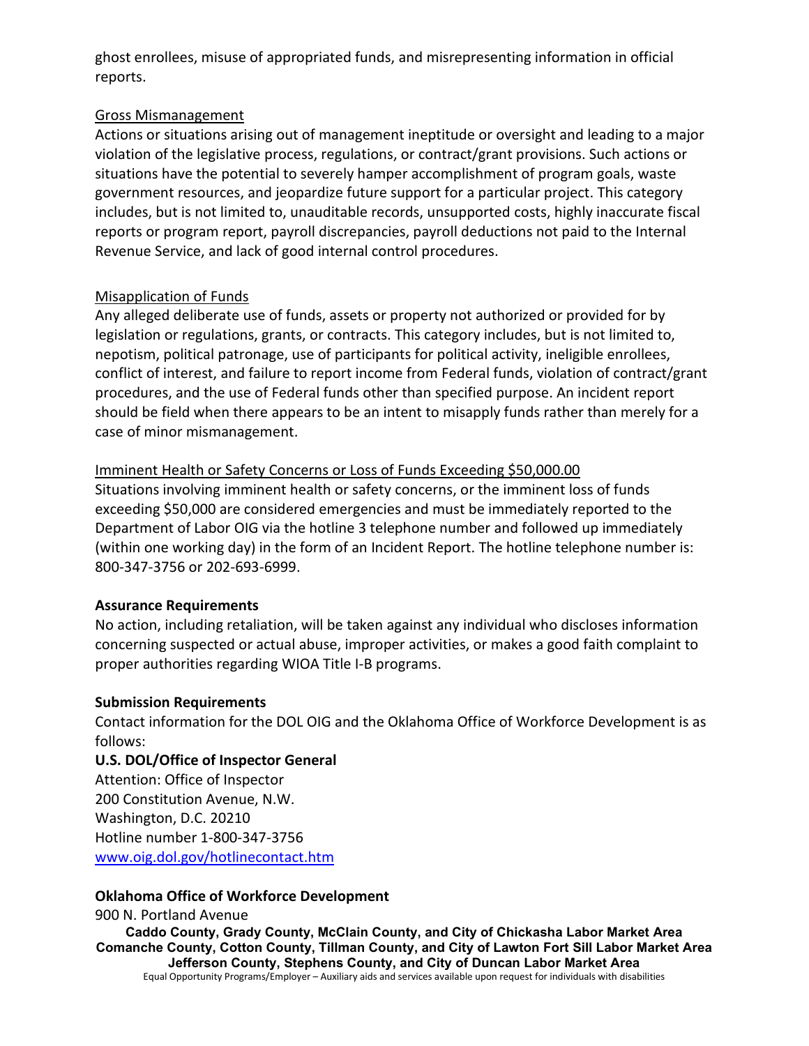ghost enrollees, misuse of appropriated funds, and misrepresenting information in official reports.

Gross Mismanagement

Actions or situations arising out of management ineptitude or oversight and leading to a major violation of the legislative process, regulations, or contract/grant provisions. Such actions or situations have the potential to severely hamper accomplishment of program goals, waste government resources, and jeopardize future support for a particular project. This category includes, but is not limited to, unauditable records, unsupported costs, highly inaccurate fiscal reports or program report, payroll discrepancies, payroll deductions not paid to the Internal Revenue Service, and lack of good internal control procedures.

Misapplication of Funds

Any alleged deliberate use of funds, assets or property not authorized or provided for by legislation or regulations, grants, or contracts. This category includes, but is not limited to, nepotism, political patronage, use of participants for political activity, ineligible enrollees, conflict of interest, and failure to report income from Federal funds, violation of contract/grant procedures, and the use of Federal funds other than specified purpose. An incident report should be field when there appears to be an intent to misapply funds rather than merely for a case of minor mismanagement.

Imminent Health or Safety Concerns or Loss of Funds Exceeding $50,000.00

Situations involving imminent health or safety concerns, or the imminent loss of funds exceeding $50,000 are considered emergencies and must be immediately reported to the Department of Labor OIG via the hotline 3 telephone number and followed up immediately (within one working day) in the form of an Incident Report. The hotline telephone number is: 800-347-3756 or 202-693-6999.

**Assurance Requirements**

No action, including retaliation, will be taken against any individual who discloses information concerning suspected or actual abuse, improper activities, or makes a good faith complaint to proper authorities regarding WIOA Title I-B programs.

**Submission Requirements**

Contact information for the DOL OIG and the Oklahoma Office of Workforce Development is as follows:

**U.S. DOL/Office of Inspector General**
Attention: Office of Inspector
200 Constitution Avenue, N.W.
Washington, D.C. 20210
Hotline number 1-800-347-3756
www.oig.dol.gov/hotlinecontact.htm

**Oklahoma Office of Workforce Development**
900 N. Portland Avenue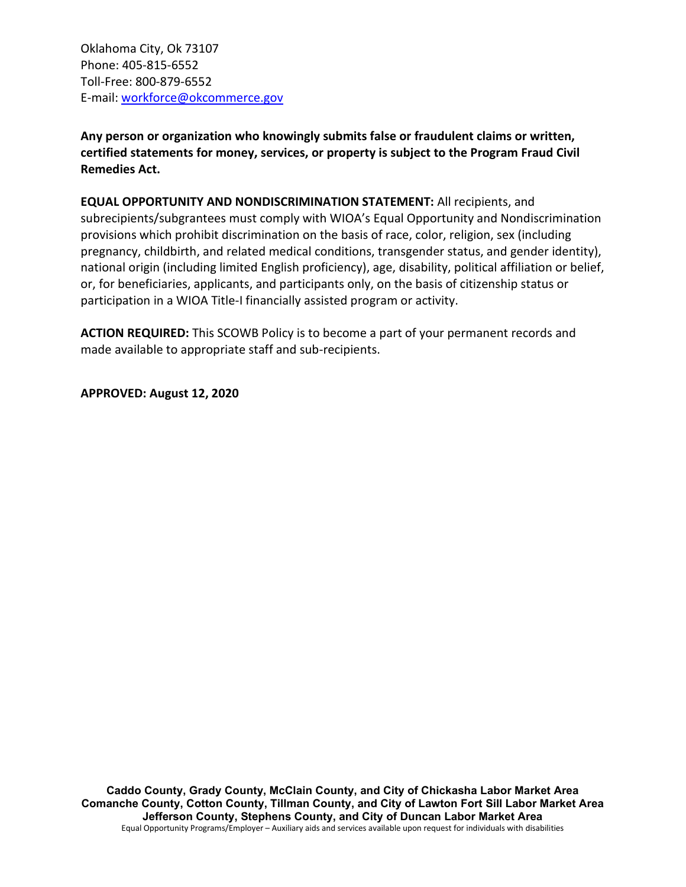Oklahoma City, Ok 73107
Phone: 405-815-6552
Toll-Free: 800-879-6552
E-mail: [workforce@okcommerce.gov](mailto:workforce@okcommerce.gov)

**Any person or organization who knowingly submits false or fraudulent claims or written, certified statements for money, services, or property is subject to the Program Fraud Civil Remedies Act.**

**EQUAL OPPORTUNITY AND NONDISCRIMINATION STATEMENT:** All recipients, and subrecipients/subgrantees must comply with WIOA's Equal Opportunity and Nondiscrimination provisions which prohibit discrimination on the basis of race, color, religion, sex (including pregnancy, childbirth, and related medical conditions, transgender status, and gender identity), national origin (including limited English proficiency), age, disability, political affiliation or belief, or, for beneficiaries, applicants, and participants only, on the basis of citizenship status or participation in a WIOA Title-I financially assisted program or activity.

**ACTION REQUIRED:** This SCOWB Policy is to become a part of your permanent records and made available to appropriate staff and sub-recipients.

**APPROVED: August 12, 2020**